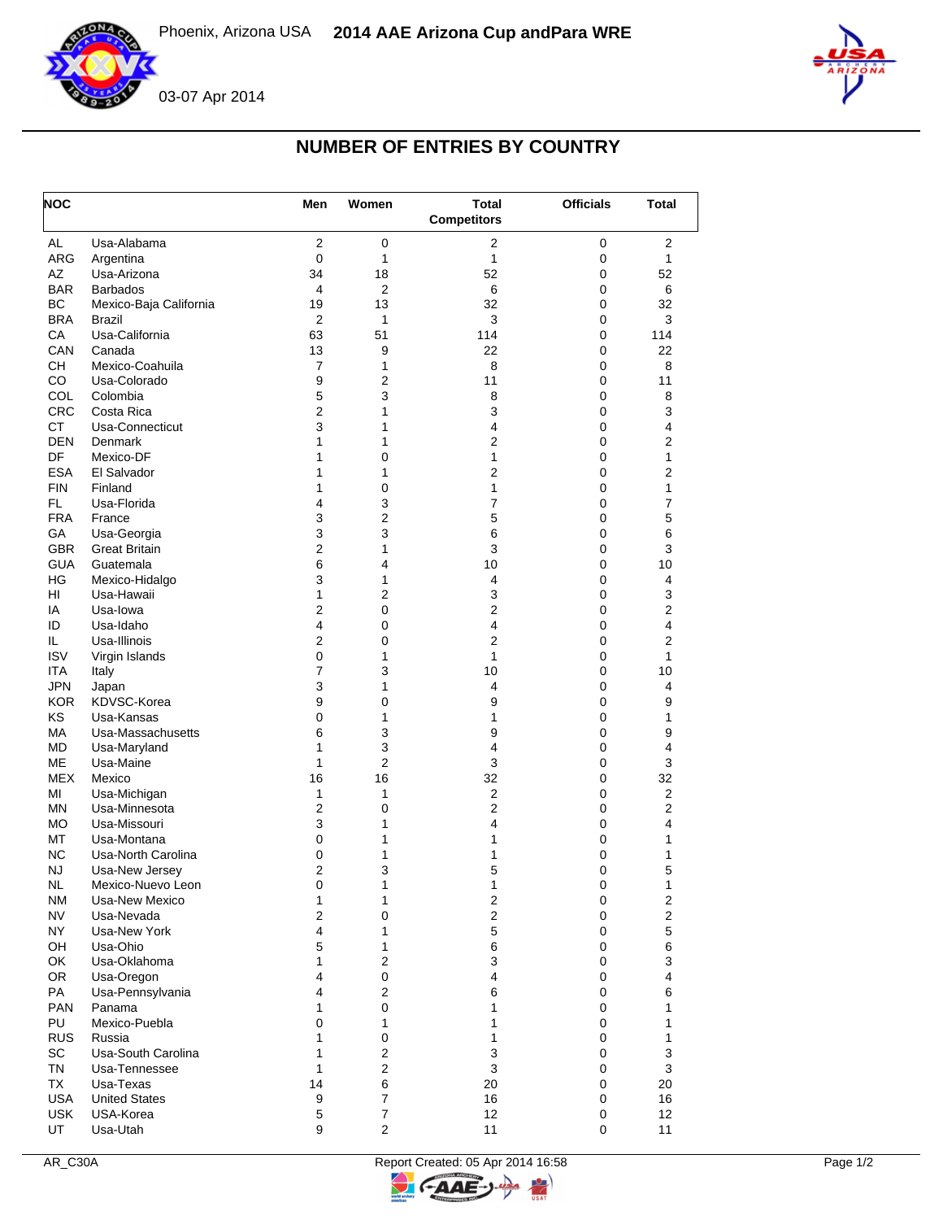Phoenix, Arizona USA **2014 AAE Arizona Cup andPara WRE**

03-07 Apr 2014

# NUMBER OF ENTRIES BY COUNTRY

| NOC | | Men | Women | Total Competitors | Officials | Total |
|---|---|---|---|---|---|---|
| AL | Usa-Alabama | 2 | 0 | 2 | 0 | 2 |
| ARG | Argentina | 0 | 1 | 1 | 0 | 1 |
| AZ | Usa-Arizona | 34 | 18 | 52 | 0 | 52 |
| BAR | Barbados | 4 | 2 | 6 | 0 | 6 |
| BC | Mexico-Baja California | 19 | 13 | 32 | 0 | 32 |
| BRA | Brazil | 2 | 1 | 3 | 0 | 3 |
| CA | Usa-California | 63 | 51 | 114 | 0 | 114 |
| CAN | Canada | 13 | 9 | 22 | 0 | 22 |
| CH | Mexico-Coahuila | 7 | 1 | 8 | 0 | 8 |
| CO | Usa-Colorado | 9 | 2 | 11 | 0 | 11 |
| COL | Colombia | 5 | 3 | 8 | 0 | 8 |
| CRC | Costa Rica | 2 | 1 | 3 | 0 | 3 |
| CT | Usa-Connecticut | 3 | 1 | 4 | 0 | 4 |
| DEN | Denmark | 1 | 1 | 2 | 0 | 2 |
| DF | Mexico-DF | 1 | 0 | 1 | 0 | 1 |
| ESA | El Salvador | 1 | 1 | 2 | 0 | 2 |
| FIN | Finland | 1 | 0 | 1 | 0 | 1 |
| FL | Usa-Florida | 4 | 3 | 7 | 0 | 7 |
| FRA | France | 3 | 2 | 5 | 0 | 5 |
| GA | Usa-Georgia | 3 | 3 | 6 | 0 | 6 |
| GBR | Great Britain | 2 | 1 | 3 | 0 | 3 |
| GUA | Guatemala | 6 | 4 | 10 | 0 | 10 |
| HG | Mexico-Hidalgo | 3 | 1 | 4 | 0 | 4 |
| HI | Usa-Hawaii | 1 | 2 | 3 | 0 | 3 |
| IA | Usa-Iowa | 2 | 0 | 2 | 0 | 2 |
| ID | Usa-Idaho | 4 | 0 | 4 | 0 | 4 |
| IL | Usa-Illinois | 2 | 0 | 2 | 0 | 2 |
| ISV | Virgin Islands | 0 | 1 | 1 | 0 | 1 |
| ITA | Italy | 7 | 3 | 10 | 0 | 10 |
| JPN | Japan | 3 | 1 | 4 | 0 | 4 |
| KOR | KDVSC-Korea | 9 | 0 | 9 | 0 | 9 |
| KS | Usa-Kansas | 0 | 1 | 1 | 0 | 1 |
| MA | Usa-Massachusetts | 6 | 3 | 9 | 0 | 9 |
| MD | Usa-Maryland | 1 | 3 | 4 | 0 | 4 |
| ME | Usa-Maine | 1 | 2 | 3 | 0 | 3 |
| MEX | Mexico | 16 | 16 | 32 | 0 | 32 |
| MI | Usa-Michigan | 1 | 1 | 2 | 0 | 2 |
| MN | Usa-Minnesota | 2 | 0 | 2 | 0 | 2 |
| MO | Usa-Missouri | 3 | 1 | 4 | 0 | 4 |
| MT | Usa-Montana | 0 | 1 | 1 | 0 | 1 |
| NC | Usa-North Carolina | 0 | 1 | 1 | 0 | 1 |
| NJ | Usa-New Jersey | 2 | 3 | 5 | 0 | 5 |
| NL | Mexico-Nuevo Leon | 0 | 1 | 1 | 0 | 1 |
| NM | Usa-New Mexico | 1 | 1 | 2 | 0 | 2 |
| NV | Usa-Nevada | 2 | 0 | 2 | 0 | 2 |
| NY | Usa-New York | 4 | 1 | 5 | 0 | 5 |
| OH | Usa-Ohio | 5 | 1 | 6 | 0 | 6 |
| OK | Usa-Oklahoma | 1 | 2 | 3 | 0 | 3 |
| OR | Usa-Oregon | 4 | 0 | 4 | 0 | 4 |
| PA | Usa-Pennsylvania | 4 | 2 | 6 | 0 | 6 |
| PAN | Panama | 1 | 0 | 1 | 0 | 1 |
| PU | Mexico-Puebla | 0 | 1 | 1 | 0 | 1 |
| RUS | Russia | 1 | 0 | 1 | 0 | 1 |
| SC | Usa-South Carolina | 1 | 2 | 3 | 0 | 3 |
| TN | Usa-Tennessee | 1 | 2 | 3 | 0 | 3 |
| TX | Usa-Texas | 14 | 6 | 20 | 0 | 20 |
| USA | United States | 9 | 7 | 16 | 0 | 16 |
| USK | USA-Korea | 5 | 7 | 12 | 0 | 12 |
| UT | Usa-Utah | 9 | 2 | 11 | 0 | 11 |

AR_C30A Report Created: 05 Apr 2014 16:58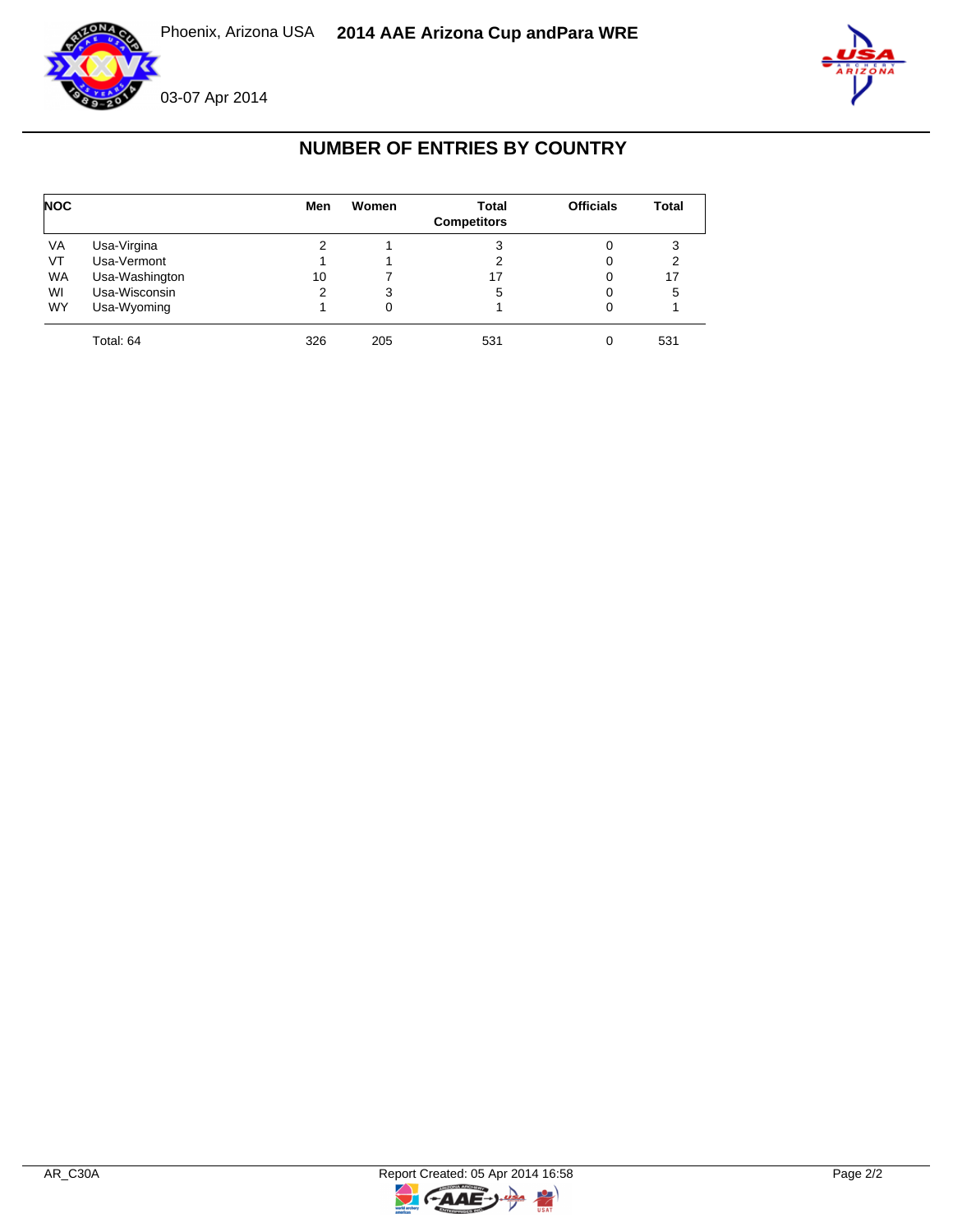## NUMBER OF ENTRIES BY COUNTRY

| NOC | | Men | Women | Total Competitors | Officials | Total |
|---|---|---|---|---|---|---|
| VA | Usa-Virgina | 2 | 1 | 3 | 0 | 3 |
| VT | Usa-Vermont | 1 | 1 | 2 | 0 | 2 |
| WA | Usa-Washington | 10 | 7 | 17 | 0 | 17 |
| WI | Usa-Wisconsin | 2 | 3 | 5 | 0 | 5 |
| WY | Usa-Wyoming | 1 | 0 | 1 | 0 | 1 |
| | Total: 64 | 326 | 205 | 531 | 0 | 531 |

AR_C30A

Report Created: 05 Apr 2014 16:58